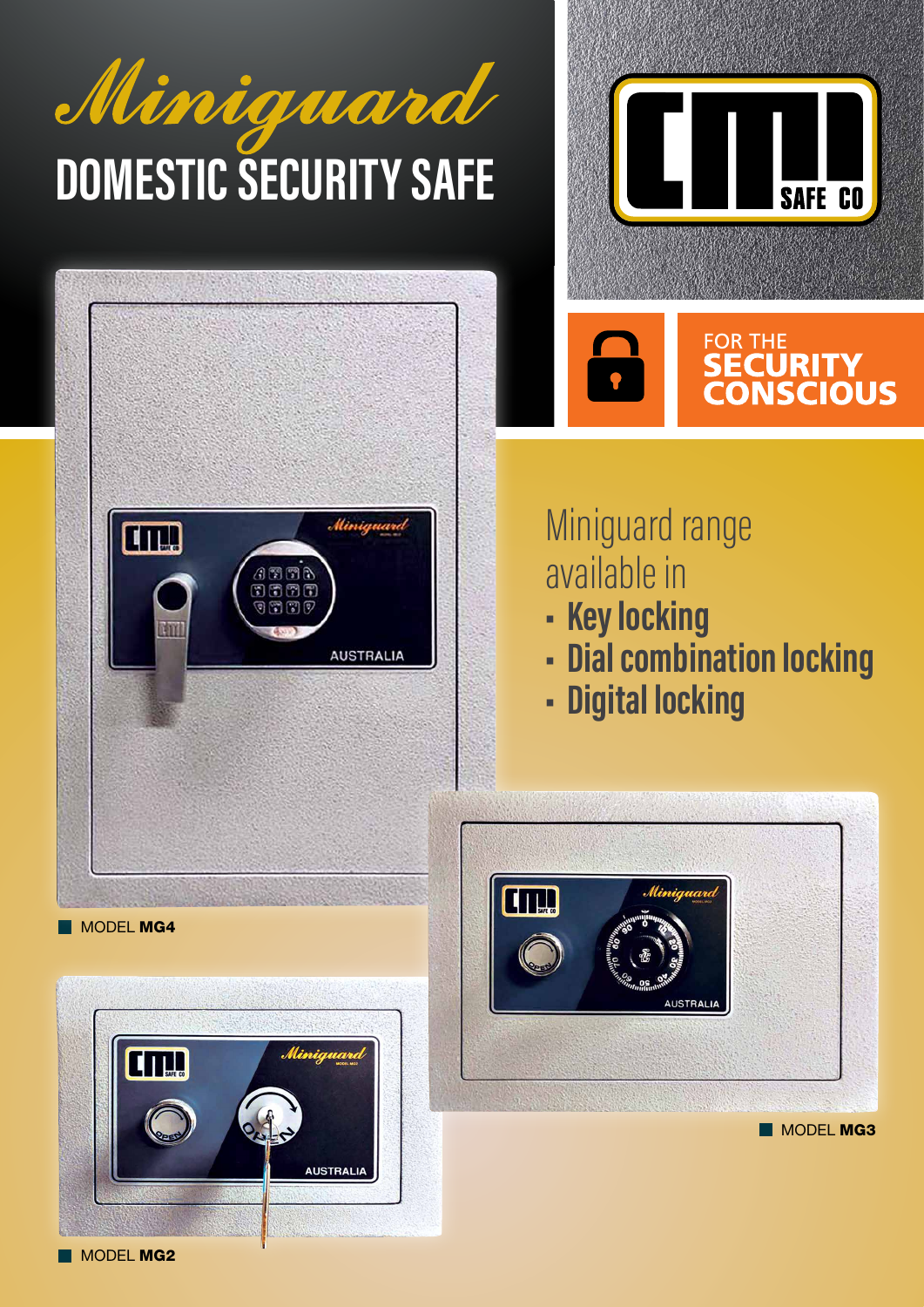# *Miniguard*
# DOMESTIC SECURITY SAFE

CMI SAFE CO

FOR THE **SECURITY CONSCIOUS**

Miniguard range available in

- **Key locking**
- **Dial combination locking**
- **Digital locking**

MODEL **MG4**

MODEL **MG3**

MODEL **MG2**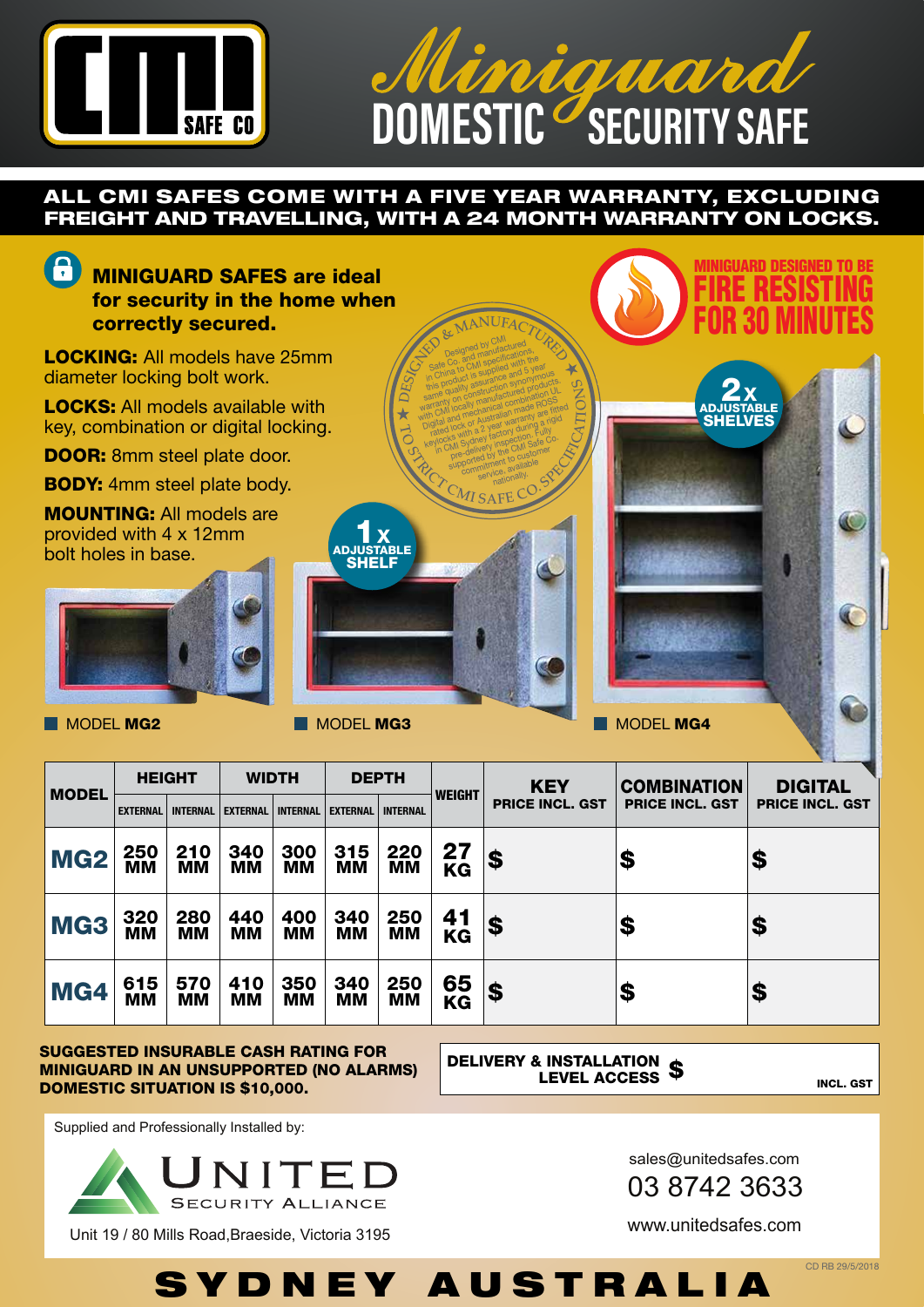CMI SAFE CO

# *Miniguard* DOMESTIC SECURITY SAFE

**ALL CMI SAFES COME WITH A FIVE YEAR WARRANTY, EXCLUDING FREIGHT AND TRAVELLING, WITH A 24 MONTH WARRANTY ON LOCKS.**

**MINIGUARD SAFES are ideal for security in the home when correctly secured.**

**LOCKING:** All models have 25mm diameter locking bolt work.

**LOCKS:** All models available with key, combination or digital locking.

**DOOR:** 8mm steel plate door.

**BODY:** 4mm steel plate body.

**MOUNTING:** All models are provided with 4 x 12mm bolt holes in base.

DESIGNED & MANUFACTURED TO STRICT CMI SAFE CO. SPECIFICATIONS

Designed by CMI Safe Co. and manufactured in China to CMI specifications, this product is supplied with the same quality assurance and 5 year warranty on construction synonymous with CMI locally manufactured products. Digital and mechanical combination UL rated lock or Australian made ROSS keylocks with a 2 year warranty are fitted in CMI Sydney factory during a rigid pre-delivery inspection. Fully supported by the CMI Safe Co. commitment to customer service, available nationally.

MINIGUARD DESIGNED TO BE FIRE RESISTING FOR 30 MINUTES

1x ADJUSTABLE SHELF

2x ADJUSTABLE SHELVES

MODEL **MG2**

MODEL **MG3**

MODEL **MG4**

| MODEL | HEIGHT | | WIDTH | | DEPTH | | WEIGHT | KEY PRICE INCL. GST | COMBINATION PRICE INCL. GST | DIGITAL PRICE INCL. GST |
|---|---|---|---|---|---|---|---|---|---|---|
| | EXTERNAL | INTERNAL | EXTERNAL | INTERNAL | EXTERNAL | INTERNAL | | | | |
| MG2 | 250 MM | 210 MM | 340 MM | 300 MM | 315 MM | 220 MM | 27 KG | $ | $ | $ |
| MG3 | 320 MM | 280 MM | 440 MM | 400 MM | 340 MM | 250 MM | 41 KG | $ | $ | $ |
| MG4 | 615 MM | 570 MM | 410 MM | 350 MM | 340 MM | 250 MM | 65 KG | $ | $ | $ |

**SUGGESTED INSURABLE CASH RATING FOR MINIGUARD IN AN UNSUPPORTED (NO ALARMS) DOMESTIC SITUATION IS $10,000.**

**DELIVERY & INSTALLATION LEVEL ACCESS $** **INCL. GST**

Supplied and Professionally Installed by:

UNITED SECURITY ALLIANCE

Unit 19 / 80 Mills Road,Braeside, Victoria 3195

sales@unitedsafes.com

03 8742 3633

www.unitedsafes.com

CD RB 29/5/2018

**SYDNEY AUSTRALIA**